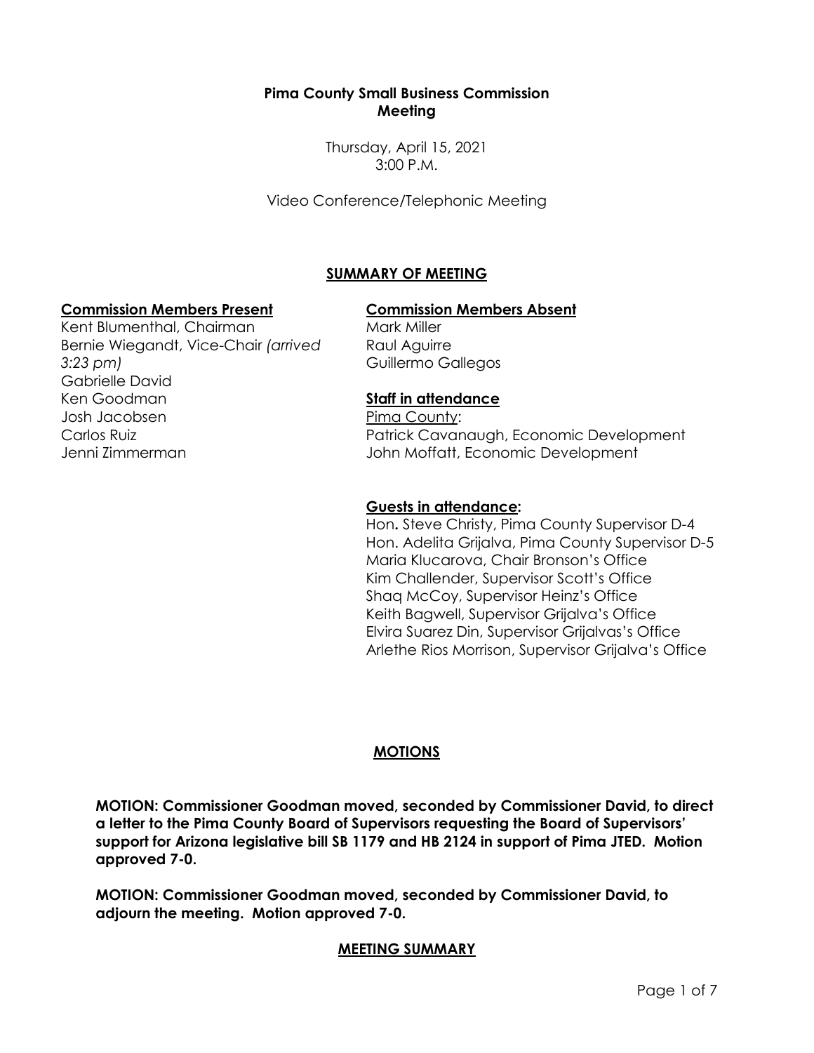**Pima County Small Business Commission**
**Meeting**

Thursday, April 15, 2021
3:00 P.M.

Video Conference/Telephonic Meeting

## SUMMARY OF MEETING

**Commission Members Present**

Kent Blumenthal, Chairman
Bernie Wiegandt, Vice-Chair *(arrived 3:23 pm)*
Gabrielle David
Ken Goodman
Josh Jacobsen
Carlos Ruiz
Jenni Zimmerman

**Commission Members Absent**

Mark Miller
Raul Aguirre
Guillermo Gallegos

**Staff in attendance**

Pima County:
Patrick Cavanaugh, Economic Development
John Moffatt, Economic Development

**Guests in attendance:**

Hon**.** Steve Christy, Pima County Supervisor D-4
Hon. Adelita Grijalva, Pima County Supervisor D-5
Maria Klucarova, Chair Bronson's Office
Kim Challender, Supervisor Scott's Office
Shaq McCoy, Supervisor Heinz's Office
Keith Bagwell, Supervisor Grijalva's Office
Elvira Suarez Din, Supervisor Grijalvas's Office
Arlethe Rios Morrison, Supervisor Grijalva's Office

## MOTIONS

**MOTION: Commissioner Goodman moved, seconded by Commissioner David, to direct a letter to the Pima County Board of Supervisors requesting the Board of Supervisors' support for Arizona legislative bill SB 1179 and HB 2124 in support of Pima JTED. Motion approved 7-0.**

**MOTION: Commissioner Goodman moved, seconded by Commissioner David, to adjourn the meeting. Motion approved 7-0.**

## MEETING SUMMARY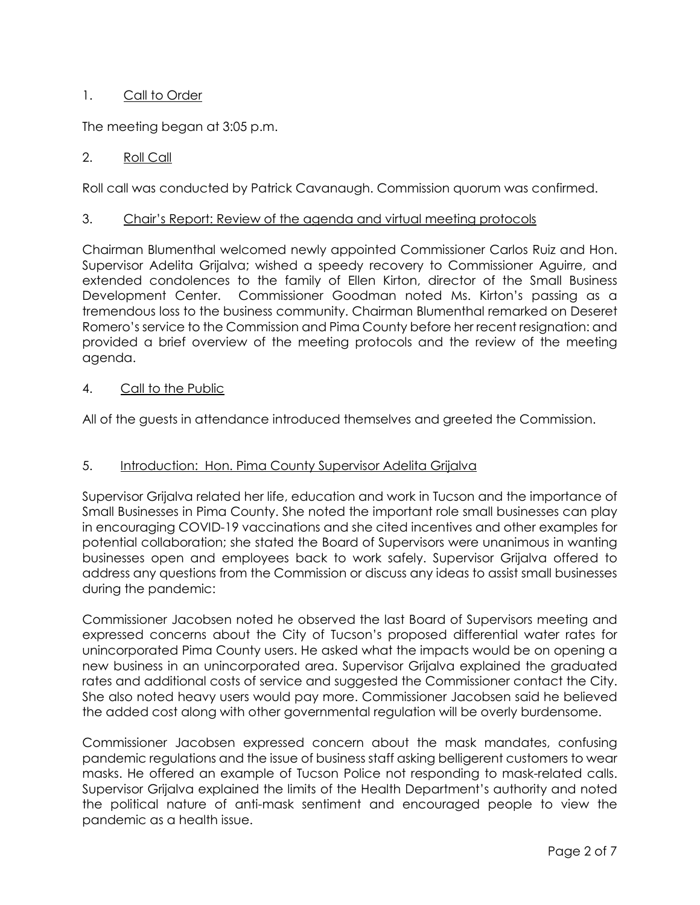1. <u>Call to Order</u>

The meeting began at 3:05 p.m.

2. <u>Roll Call</u>

Roll call was conducted by Patrick Cavanaugh. Commission quorum was confirmed.

3. <u>Chair's Report: Review of the agenda and virtual meeting protocols</u>

Chairman Blumenthal welcomed newly appointed Commissioner Carlos Ruiz and Hon. Supervisor Adelita Grijalva; wished a speedy recovery to Commissioner Aguirre, and extended condolences to the family of Ellen Kirton, director of the Small Business Development Center. Commissioner Goodman noted Ms. Kirton's passing as a tremendous loss to the business community. Chairman Blumenthal remarked on Deseret Romero's service to the Commission and Pima County before her recent resignation: and provided a brief overview of the meeting protocols and the review of the meeting agenda.

4. <u>Call to the Public</u>

All of the guests in attendance introduced themselves and greeted the Commission.

5. <u>Introduction: Hon. Pima County Supervisor Adelita Grijalva</u>

Supervisor Grijalva related her life, education and work in Tucson and the importance of Small Businesses in Pima County. She noted the important role small businesses can play in encouraging COVID-19 vaccinations and she cited incentives and other examples for potential collaboration; she stated the Board of Supervisors were unanimous in wanting businesses open and employees back to work safely. Supervisor Grijalva offered to address any questions from the Commission or discuss any ideas to assist small businesses during the pandemic:

Commissioner Jacobsen noted he observed the last Board of Supervisors meeting and expressed concerns about the City of Tucson's proposed differential water rates for unincorporated Pima County users. He asked what the impacts would be on opening a new business in an unincorporated area. Supervisor Grijalva explained the graduated rates and additional costs of service and suggested the Commissioner contact the City. She also noted heavy users would pay more. Commissioner Jacobsen said he believed the added cost along with other governmental regulation will be overly burdensome.

Commissioner Jacobsen expressed concern about the mask mandates, confusing pandemic regulations and the issue of business staff asking belligerent customers to wear masks. He offered an example of Tucson Police not responding to mask-related calls. Supervisor Grijalva explained the limits of the Health Department's authority and noted the political nature of anti-mask sentiment and encouraged people to view the pandemic as a health issue.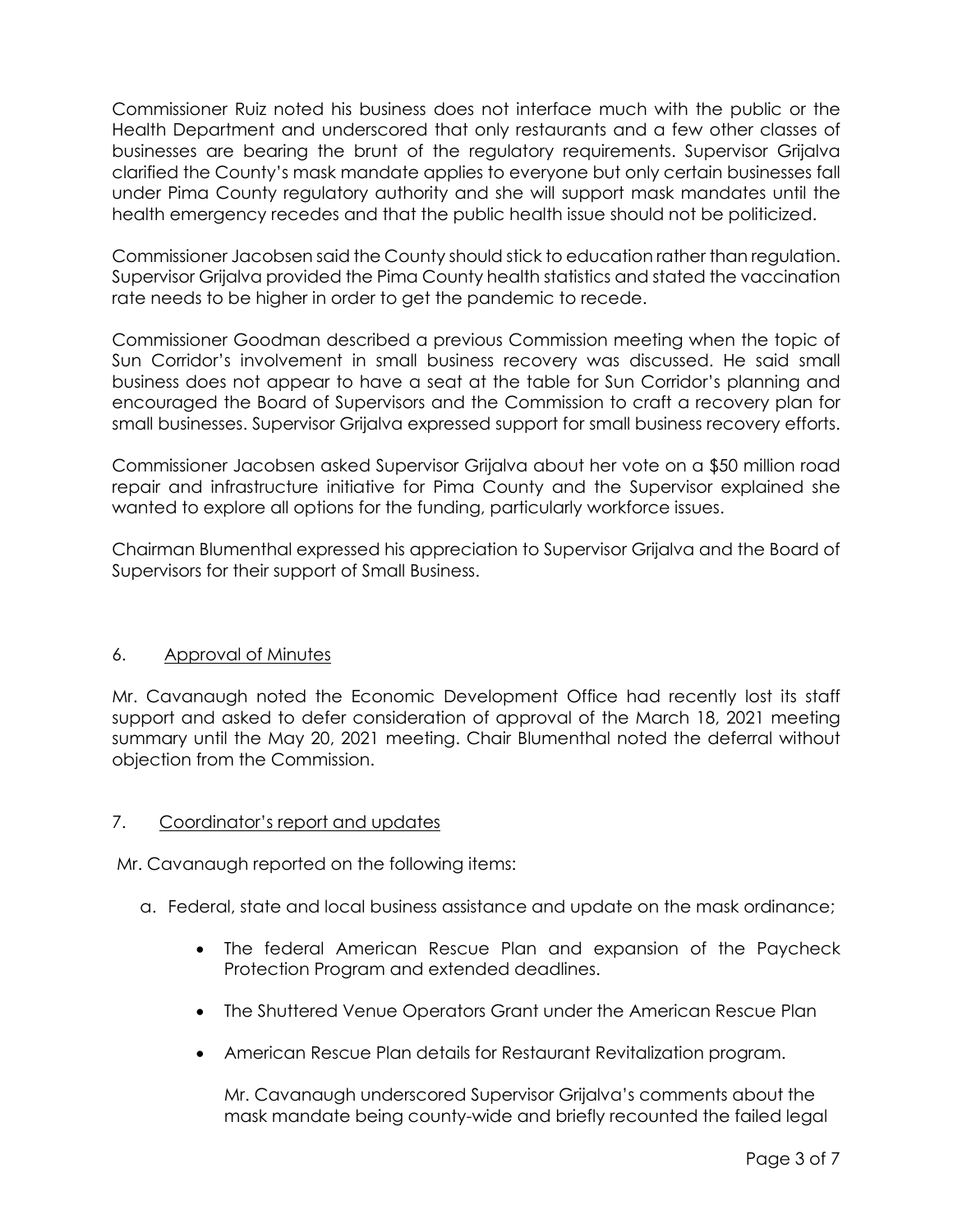Commissioner Ruiz noted his business does not interface much with the public or the Health Department and underscored that only restaurants and a few other classes of businesses are bearing the brunt of the regulatory requirements. Supervisor Grijalva clarified the County's mask mandate applies to everyone but only certain businesses fall under Pima County regulatory authority and she will support mask mandates until the health emergency recedes and that the public health issue should not be politicized.

Commissioner Jacobsen said the County should stick to education rather than regulation. Supervisor Grijalva provided the Pima County health statistics and stated the vaccination rate needs to be higher in order to get the pandemic to recede.

Commissioner Goodman described a previous Commission meeting when the topic of Sun Corridor's involvement in small business recovery was discussed. He said small business does not appear to have a seat at the table for Sun Corridor's planning and encouraged the Board of Supervisors and the Commission to craft a recovery plan for small businesses. Supervisor Grijalva expressed support for small business recovery efforts.

Commissioner Jacobsen asked Supervisor Grijalva about her vote on a $50 million road repair and infrastructure initiative for Pima County and the Supervisor explained she wanted to explore all options for the funding, particularly workforce issues.

Chairman Blumenthal expressed his appreciation to Supervisor Grijalva and the Board of Supervisors for their support of Small Business.

## 6. Approval of Minutes

Mr. Cavanaugh noted the Economic Development Office had recently lost its staff support and asked to defer consideration of approval of the March 18, 2021 meeting summary until the May 20, 2021 meeting. Chair Blumenthal noted the deferral without objection from the Commission.

## 7. Coordinator's report and updates

Mr. Cavanaugh reported on the following items:

a. Federal, state and local business assistance and update on the mask ordinance;

- The federal American Rescue Plan and expansion of the Paycheck Protection Program and extended deadlines.
- The Shuttered Venue Operators Grant under the American Rescue Plan
- American Rescue Plan details for Restaurant Revitalization program.

Mr. Cavanaugh underscored Supervisor Grijalva's comments about the mask mandate being county-wide and briefly recounted the failed legal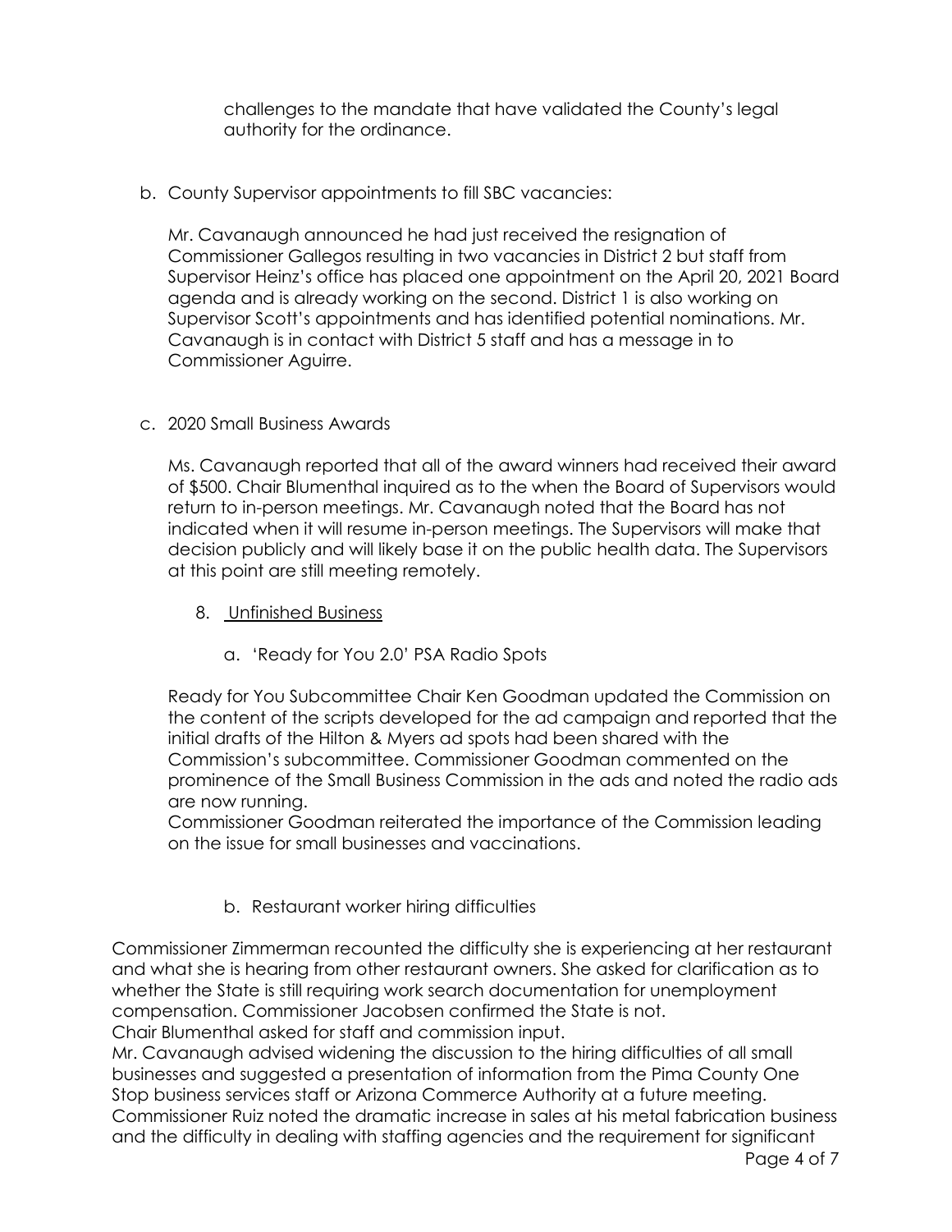challenges to the mandate that have validated the County's legal authority for the ordinance.

b. County Supervisor appointments to fill SBC vacancies:

Mr. Cavanaugh announced he had just received the resignation of Commissioner Gallegos resulting in two vacancies in District 2 but staff from Supervisor Heinz's office has placed one appointment on the April 20, 2021 Board agenda and is already working on the second. District 1 is also working on Supervisor Scott's appointments and has identified potential nominations. Mr. Cavanaugh is in contact with District 5 staff and has a message in to Commissioner Aguirre.

c. 2020 Small Business Awards

Ms. Cavanaugh reported that all of the award winners had received their award of $500. Chair Blumenthal inquired as to the when the Board of Supervisors would return to in-person meetings. Mr. Cavanaugh noted that the Board has not indicated when it will resume in-person meetings. The Supervisors will make that decision publicly and will likely base it on the public health data. The Supervisors at this point are still meeting remotely.

8. <u>Unfinished Business</u>

a. 'Ready for You 2.0' PSA Radio Spots

Ready for You Subcommittee Chair Ken Goodman updated the Commission on the content of the scripts developed for the ad campaign and reported that the initial drafts of the Hilton & Myers ad spots had been shared with the Commission's subcommittee. Commissioner Goodman commented on the prominence of the Small Business Commission in the ads and noted the radio ads are now running.
Commissioner Goodman reiterated the importance of the Commission leading on the issue for small businesses and vaccinations.

b. Restaurant worker hiring difficulties

Commissioner Zimmerman recounted the difficulty she is experiencing at her restaurant and what she is hearing from other restaurant owners. She asked for clarification as to whether the State is still requiring work search documentation for unemployment compensation. Commissioner Jacobsen confirmed the State is not.
Chair Blumenthal asked for staff and commission input.
Mr. Cavanaugh advised widening the discussion to the hiring difficulties of all small businesses and suggested a presentation of information from the Pima County One Stop business services staff or Arizona Commerce Authority at a future meeting.
Commissioner Ruiz noted the dramatic increase in sales at his metal fabrication business and the difficulty in dealing with staffing agencies and the requirement for significant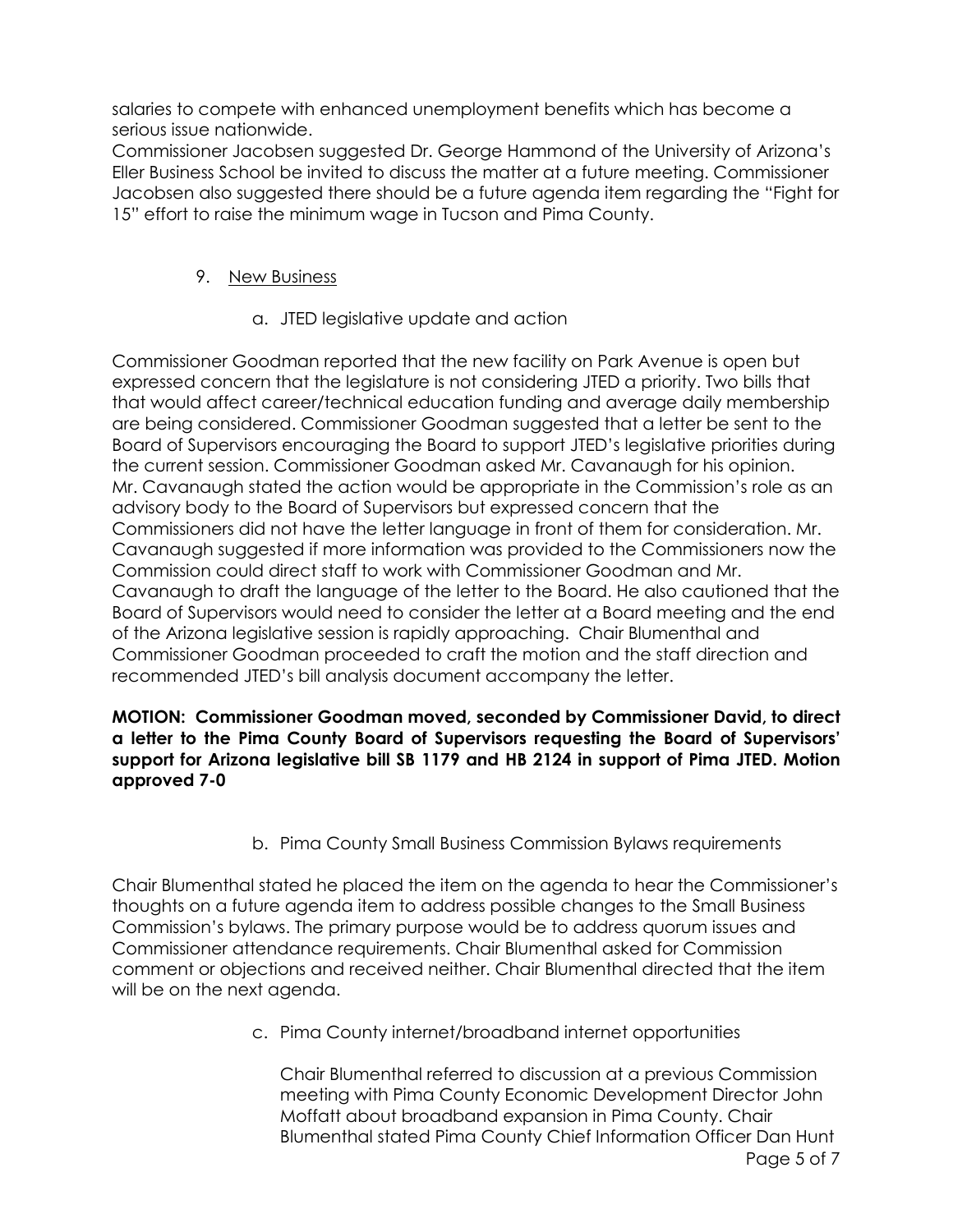salaries to compete with enhanced unemployment benefits which has become a serious issue nationwide.

Commissioner Jacobsen suggested Dr. George Hammond of the University of Arizona's Eller Business School be invited to discuss the matter at a future meeting. Commissioner Jacobsen also suggested there should be a future agenda item regarding the "Fight for 15" effort to raise the minimum wage in Tucson and Pima County.

9. New Business

   a. JTED legislative update and action

Commissioner Goodman reported that the new facility on Park Avenue is open but expressed concern that the legislature is not considering JTED a priority. Two bills that that would affect career/technical education funding and average daily membership are being considered. Commissioner Goodman suggested that a letter be sent to the Board of Supervisors encouraging the Board to support JTED's legislative priorities during the current session. Commissioner Goodman asked Mr. Cavanaugh for his opinion. Mr. Cavanaugh stated the action would be appropriate in the Commission's role as an advisory body to the Board of Supervisors but expressed concern that the Commissioners did not have the letter language in front of them for consideration. Mr. Cavanaugh suggested if more information was provided to the Commissioners now the Commission could direct staff to work with Commissioner Goodman and Mr. Cavanaugh to draft the language of the letter to the Board. He also cautioned that the Board of Supervisors would need to consider the letter at a Board meeting and the end of the Arizona legislative session is rapidly approaching. Chair Blumenthal and Commissioner Goodman proceeded to craft the motion and the staff direction and recommended JTED's bill analysis document accompany the letter.

**MOTION: Commissioner Goodman moved, seconded by Commissioner David, to direct a letter to the Pima County Board of Supervisors requesting the Board of Supervisors' support for Arizona legislative bill SB 1179 and HB 2124 in support of Pima JTED. Motion approved 7-0**

   b. Pima County Small Business Commission Bylaws requirements

Chair Blumenthal stated he placed the item on the agenda to hear the Commissioner's thoughts on a future agenda item to address possible changes to the Small Business Commission's bylaws. The primary purpose would be to address quorum issues and Commissioner attendance requirements. Chair Blumenthal asked for Commission comment or objections and received neither. Chair Blumenthal directed that the item will be on the next agenda.

   c. Pima County internet/broadband internet opportunities

   Chair Blumenthal referred to discussion at a previous Commission meeting with Pima County Economic Development Director John Moffatt about broadband expansion in Pima County. Chair Blumenthal stated Pima County Chief Information Officer Dan Hunt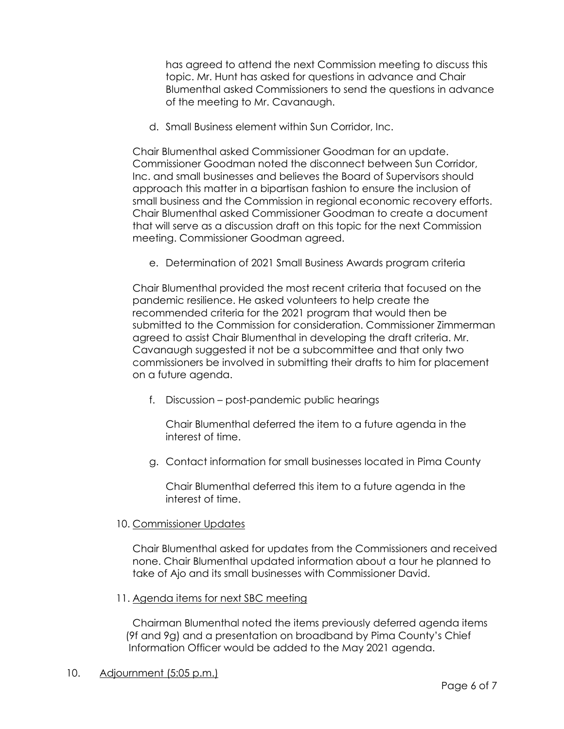has agreed to attend the next Commission meeting to discuss this topic. Mr. Hunt has asked for questions in advance and Chair Blumenthal asked Commissioners to send the questions in advance of the meeting to Mr. Cavanaugh.

d. Small Business element within Sun Corridor, Inc.

Chair Blumenthal asked Commissioner Goodman for an update. Commissioner Goodman noted the disconnect between Sun Corridor, Inc. and small businesses and believes the Board of Supervisors should approach this matter in a bipartisan fashion to ensure the inclusion of small business and the Commission in regional economic recovery efforts. Chair Blumenthal asked Commissioner Goodman to create a document that will serve as a discussion draft on this topic for the next Commission meeting. Commissioner Goodman agreed.

e. Determination of 2021 Small Business Awards program criteria

Chair Blumenthal provided the most recent criteria that focused on the pandemic resilience. He asked volunteers to help create the recommended criteria for the 2021 program that would then be submitted to the Commission for consideration. Commissioner Zimmerman agreed to assist Chair Blumenthal in developing the draft criteria. Mr. Cavanaugh suggested it not be a subcommittee and that only two commissioners be involved in submitting their drafts to him for placement on a future agenda.

f. Discussion – post-pandemic public hearings

Chair Blumenthal deferred the item to a future agenda in the interest of time.

g. Contact information for small businesses located in Pima County

Chair Blumenthal deferred this item to a future agenda in the interest of time.

10. <u>Commissioner Updates</u>

Chair Blumenthal asked for updates from the Commissioners and received none. Chair Blumenthal updated information about a tour he planned to take of Ajo and its small businesses with Commissioner David.

11. <u>Agenda items for next SBC meeting</u>

Chairman Blumenthal noted the items previously deferred agenda items (9f and 9g) and a presentation on broadband by Pima County's Chief Information Officer would be added to the May 2021 agenda.

10. <u>Adjournment (5:05 p.m.)</u>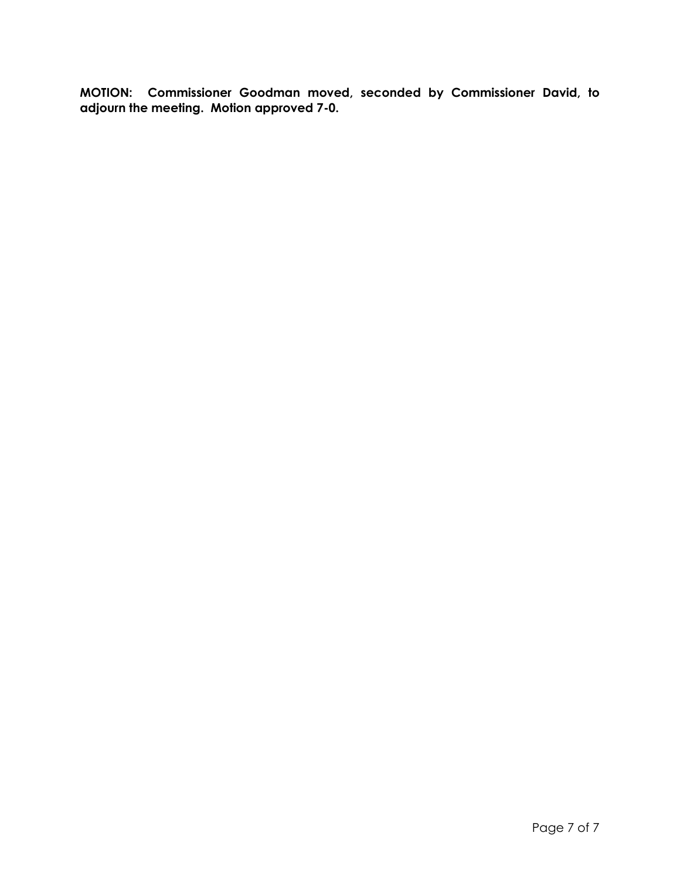**MOTION: Commissioner Goodman moved, seconded by Commissioner David, to adjourn the meeting. Motion approved 7-0.**